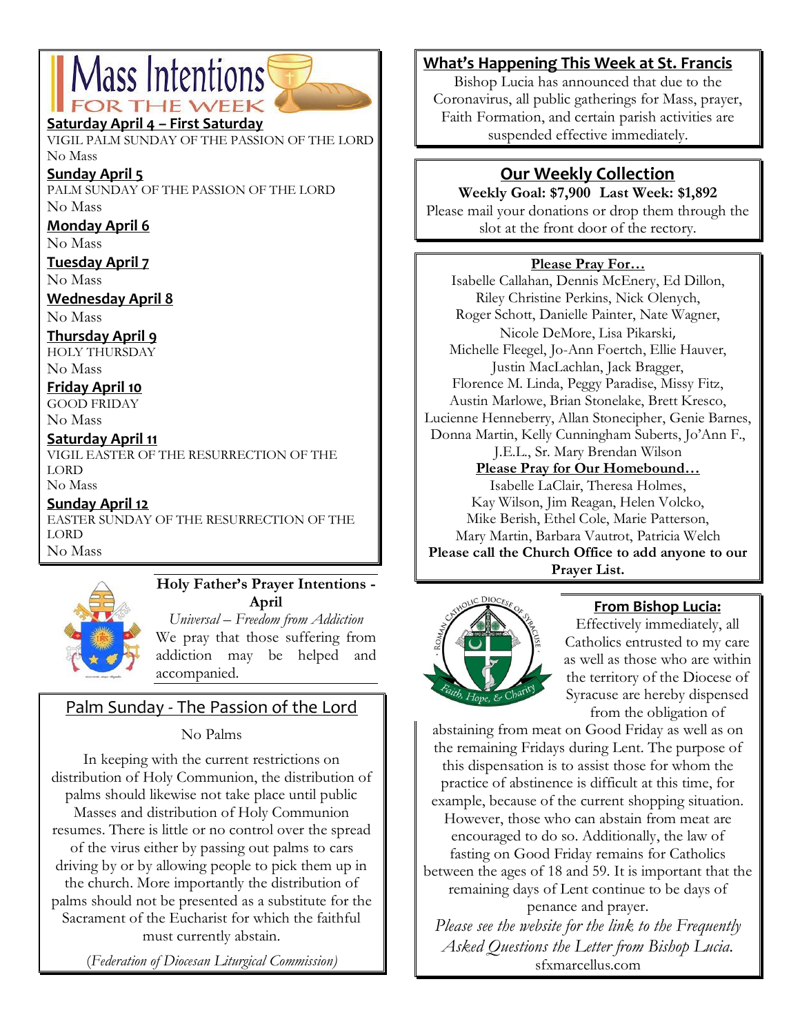# Mass Intentions FOR THE WEEK

**Saturday April 4 – First Saturday**
VIGIL PALM SUNDAY OF THE PASSION OF THE LORD
No Mass

**Sunday April 5**
PALM SUNDAY OF THE PASSION OF THE LORD
No Mass

**Monday April 6**
No Mass

**Tuesday April 7**
No Mass

**Wednesday April 8**
No Mass

**Thursday April 9**
HOLY THURSDAY
No Mass

**Friday April 10**
GOOD FRIDAY
No Mass

**Saturday April 11**
VIGIL EASTER OF THE RESURRECTION OF THE LORD
No Mass

**Sunday April 12**
EASTER SUNDAY OF THE RESURRECTION OF THE LORD
No Mass

## Holy Father's Prayer Intentions - April

*Universal – Freedom from Addiction*
We pray that those suffering from addiction may be helped and accompanied.

## Palm Sunday - The Passion of the Lord

No Palms

In keeping with the current restrictions on distribution of Holy Communion, the distribution of palms should likewise not take place until public Masses and distribution of Holy Communion resumes. There is little or no control over the spread of the virus either by passing out palms to cars driving by or by allowing people to pick them up in the church. More importantly the distribution of palms should not be presented as a substitute for the Sacrament of the Eucharist for which the faithful must currently abstain.

*(Federation of Diocesan Liturgical Commission)*

## What's Happening This Week at St. Francis

Bishop Lucia has announced that due to the Coronavirus, all public gatherings for Mass, prayer, Faith Formation, and certain parish activities are suspended effective immediately.

## Our Weekly Collection

**Weekly Goal: $7,900 Last Week: $1,892**

Please mail your donations or drop them through the slot at the front door of the rectory.

## Please Pray For…

Isabelle Callahan, Dennis McEnery, Ed Dillon, Riley Christine Perkins, Nick Olenych, Roger Schott, Danielle Painter, Nate Wagner, Nicole DeMore, Lisa Pikarski, Michelle Fleegel, Jo-Ann Foertch, Ellie Hauver, Justin MacLachlan, Jack Bragger, Florence M. Linda, Peggy Paradise, Missy Fitz, Austin Marlowe, Brian Stonelake, Brett Kresco, Lucienne Henneberry, Allan Stonecipher, Genie Barnes, Donna Martin, Kelly Cunningham Suberts, Jo'Ann F., J.E.L., Sr. Mary Brendan Wilson

**Please Pray for Our Homebound…**

Isabelle LaClair, Theresa Holmes, Kay Wilson, Jim Reagan, Helen Volcko, Mike Berish, Ethel Cole, Marie Patterson, Mary Martin, Barbara Vautrot, Patricia Welch

**Please call the Church Office to add anyone to our Prayer List.**

## From Bishop Lucia:

Effectively immediately, all Catholics entrusted to my care as well as those who are within the territory of the Diocese of Syracuse are hereby dispensed from the obligation of abstaining from meat on Good Friday as well as on the remaining Fridays during Lent. The purpose of this dispensation is to assist those for whom the practice of abstinence is difficult at this time, for example, because of the current shopping situation. However, those who can abstain from meat are encouraged to do so. Additionally, the law of fasting on Good Friday remains for Catholics between the ages of 18 and 59. It is important that the remaining days of Lent continue to be days of penance and prayer.

*Please see the website for the link to the Frequently Asked Questions the Letter from Bishop Lucia.*
sfxmarcellus.com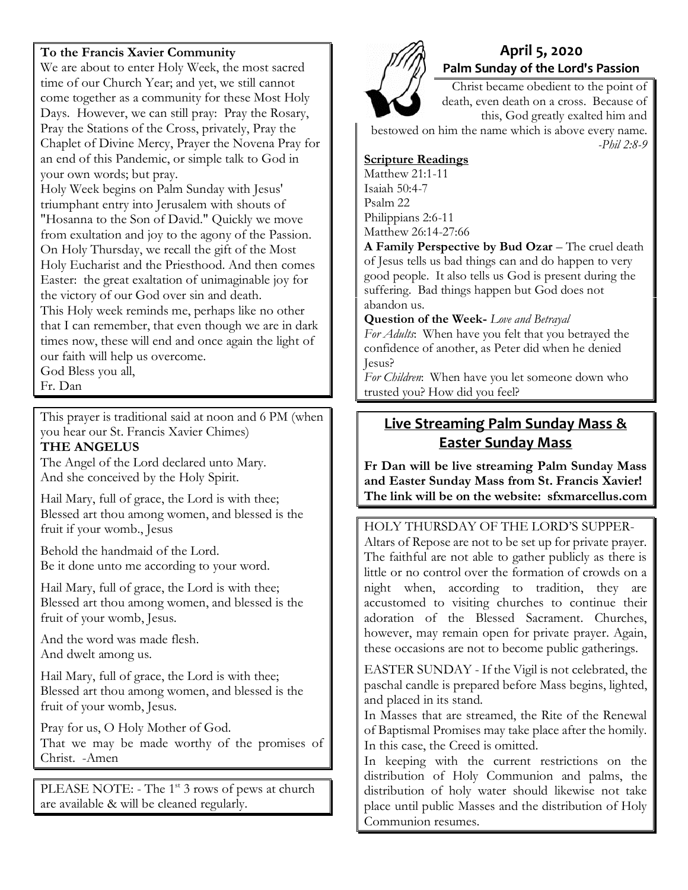**To the Francis Xavier Community**

We are about to enter Holy Week, the most sacred time of our Church Year; and yet, we still cannot come together as a community for these Most Holy Days. However, we can still pray: Pray the Rosary, Pray the Stations of the Cross, privately, Pray the Chaplet of Divine Mercy, Prayer the Novena Pray for an end of this Pandemic, or simple talk to God in your own words; but pray.

Holy Week begins on Palm Sunday with Jesus' triumphant entry into Jerusalem with shouts of "Hosanna to the Son of David." Quickly we move from exultation and joy to the agony of the Passion. On Holy Thursday, we recall the gift of the Most Holy Eucharist and the Priesthood. And then comes Easter: the great exaltation of unimaginable joy for the victory of our God over sin and death.

This Holy week reminds me, perhaps like no other that I can remember, that even though we are in dark times now, these will end and once again the light of our faith will help us overcome.

God Bless you all,

Fr. Dan

This prayer is traditional said at noon and 6 PM (when you hear our St. Francis Xavier Chimes)

**THE ANGELUS**

The Angel of the Lord declared unto Mary.
And she conceived by the Holy Spirit.

Hail Mary, full of grace, the Lord is with thee;
Blessed art thou among women, and blessed is the fruit if your womb., Jesus

Behold the handmaid of the Lord.
Be it done unto me according to your word.

Hail Mary, full of grace, the Lord is with thee;
Blessed art thou among women, and blessed is the fruit of your womb, Jesus.

And the word was made flesh.
And dwelt among us.

Hail Mary, full of grace, the Lord is with thee;
Blessed art thou among women, and blessed is the fruit of your womb, Jesus.

Pray for us, O Holy Mother of God.
That we may be made worthy of the promises of Christ. -Amen

PLEASE NOTE: - The 1st 3 rows of pews at church are available & will be cleaned regularly.

## April 5, 2020
### Palm Sunday of the Lord's Passion

Christ became obedient to the point of death, even death on a cross. Because of this, God greatly exalted him and bestowed on him the name which is above every name.
*-Phil 2:8-9*

**Scripture Readings**

Matthew 21:1-11
Isaiah 50:4-7
Psalm 22
Philippians 2:6-11
Matthew 26:14-27:66

**A Family Perspective by Bud Ozar** – The cruel death of Jesus tells us bad things can and do happen to very good people. It also tells us God is present during the suffering. Bad things happen but God does not abandon us.

**Question of the Week-** *Love and Betrayal*

*For Adults*: When have you felt that you betrayed the confidence of another, as Peter did when he denied Jesus?

*For Children*: When have you let someone down who trusted you? How did you feel?

## Live Streaming Palm Sunday Mass & Easter Sunday Mass

**Fr Dan will be live streaming Palm Sunday Mass and Easter Sunday Mass from St. Francis Xavier! The link will be on the website: sfxmarcellus.com**

HOLY THURSDAY OF THE LORD'S SUPPER- Altars of Repose are not to be set up for private prayer. The faithful are not able to gather publicly as there is little or no control over the formation of crowds on a night when, according to tradition, they are accustomed to visiting churches to continue their adoration of the Blessed Sacrament. Churches, however, may remain open for private prayer. Again, these occasions are not to become public gatherings.

EASTER SUNDAY - If the Vigil is not celebrated, the paschal candle is prepared before Mass begins, lighted, and placed in its stand.

In Masses that are streamed, the Rite of the Renewal of Baptismal Promises may take place after the homily. In this case, the Creed is omitted.

In keeping with the current restrictions on the distribution of Holy Communion and palms, the distribution of holy water should likewise not take place until public Masses and the distribution of Holy Communion resumes.